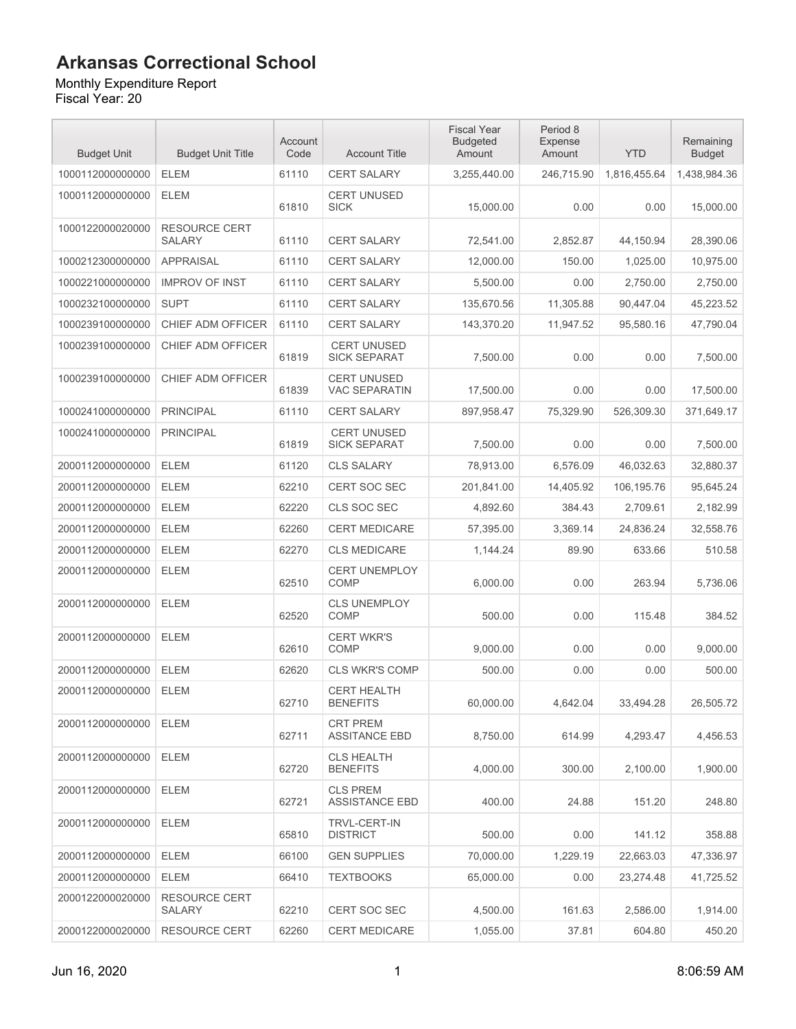# Arkansas Correctional School

Monthly Expenditure Report
Fiscal Year: 20

| Budget Unit | Budget Unit Title | Account Code | Account Title | Fiscal Year Budgeted Amount | Period 8 Expense Amount | YTD | Remaining Budget |
|---|---|---|---|---|---|---|---|
| 1000112000000000 | ELEM | 61110 | CERT SALARY | 3,255,440.00 | 246,715.90 | 1,816,455.64 | 1,438,984.36 |
| 1000112000000000 | ELEM | 61810 | CERT UNUSED SICK | 15,000.00 | 0.00 | 0.00 | 15,000.00 |
| 1000122000020000 | RESOURCE CERT SALARY | 61110 | CERT SALARY | 72,541.00 | 2,852.87 | 44,150.94 | 28,390.06 |
| 1000212300000000 | APPRAISAL | 61110 | CERT SALARY | 12,000.00 | 150.00 | 1,025.00 | 10,975.00 |
| 1000221000000000 | IMPROV OF INST | 61110 | CERT SALARY | 5,500.00 | 0.00 | 2,750.00 | 2,750.00 |
| 1000232100000000 | SUPT | 61110 | CERT SALARY | 135,670.56 | 11,305.88 | 90,447.04 | 45,223.52 |
| 1000239100000000 | CHIEF ADM OFFICER | 61110 | CERT SALARY | 143,370.20 | 11,947.52 | 95,580.16 | 47,790.04 |
| 1000239100000000 | CHIEF ADM OFFICER | 61819 | CERT UNUSED SICK SEPARAT | 7,500.00 | 0.00 | 0.00 | 7,500.00 |
| 1000239100000000 | CHIEF ADM OFFICER | 61839 | CERT UNUSED VAC SEPARATIN | 17,500.00 | 0.00 | 0.00 | 17,500.00 |
| 1000241000000000 | PRINCIPAL | 61110 | CERT SALARY | 897,958.47 | 75,329.90 | 526,309.30 | 371,649.17 |
| 1000241000000000 | PRINCIPAL | 61819 | CERT UNUSED SICK SEPARAT | 7,500.00 | 0.00 | 0.00 | 7,500.00 |
| 2000112000000000 | ELEM | 61120 | CLS SALARY | 78,913.00 | 6,576.09 | 46,032.63 | 32,880.37 |
| 2000112000000000 | ELEM | 62210 | CERT SOC SEC | 201,841.00 | 14,405.92 | 106,195.76 | 95,645.24 |
| 2000112000000000 | ELEM | 62220 | CLS SOC SEC | 4,892.60 | 384.43 | 2,709.61 | 2,182.99 |
| 2000112000000000 | ELEM | 62260 | CERT MEDICARE | 57,395.00 | 3,369.14 | 24,836.24 | 32,558.76 |
| 2000112000000000 | ELEM | 62270 | CLS MEDICARE | 1,144.24 | 89.90 | 633.66 | 510.58 |
| 2000112000000000 | ELEM | 62510 | CERT UNEMPLOY COMP | 6,000.00 | 0.00 | 263.94 | 5,736.06 |
| 2000112000000000 | ELEM | 62520 | CLS UNEMPLOY COMP | 500.00 | 0.00 | 115.48 | 384.52 |
| 2000112000000000 | ELEM | 62610 | CERT WKR'S COMP | 9,000.00 | 0.00 | 0.00 | 9,000.00 |
| 2000112000000000 | ELEM | 62620 | CLS WKR'S COMP | 500.00 | 0.00 | 0.00 | 500.00 |
| 2000112000000000 | ELEM | 62710 | CERT HEALTH BENEFITS | 60,000.00 | 4,642.04 | 33,494.28 | 26,505.72 |
| 2000112000000000 | ELEM | 62711 | CRT PREM ASSITANCE EBD | 8,750.00 | 614.99 | 4,293.47 | 4,456.53 |
| 2000112000000000 | ELEM | 62720 | CLS HEALTH BENEFITS | 4,000.00 | 300.00 | 2,100.00 | 1,900.00 |
| 2000112000000000 | ELEM | 62721 | CLS PREM ASSISTANCE EBD | 400.00 | 24.88 | 151.20 | 248.80 |
| 2000112000000000 | ELEM | 65810 | TRVL-CERT-IN DISTRICT | 500.00 | 0.00 | 141.12 | 358.88 |
| 2000112000000000 | ELEM | 66100 | GEN SUPPLIES | 70,000.00 | 1,229.19 | 22,663.03 | 47,336.97 |
| 2000112000000000 | ELEM | 66410 | TEXTBOOKS | 65,000.00 | 0.00 | 23,274.48 | 41,725.52 |
| 2000122000020000 | RESOURCE CERT SALARY | 62210 | CERT SOC SEC | 4,500.00 | 161.63 | 2,586.00 | 1,914.00 |
| 2000122000020000 | RESOURCE CERT | 62260 | CERT MEDICARE | 1,055.00 | 37.81 | 604.80 | 450.20 |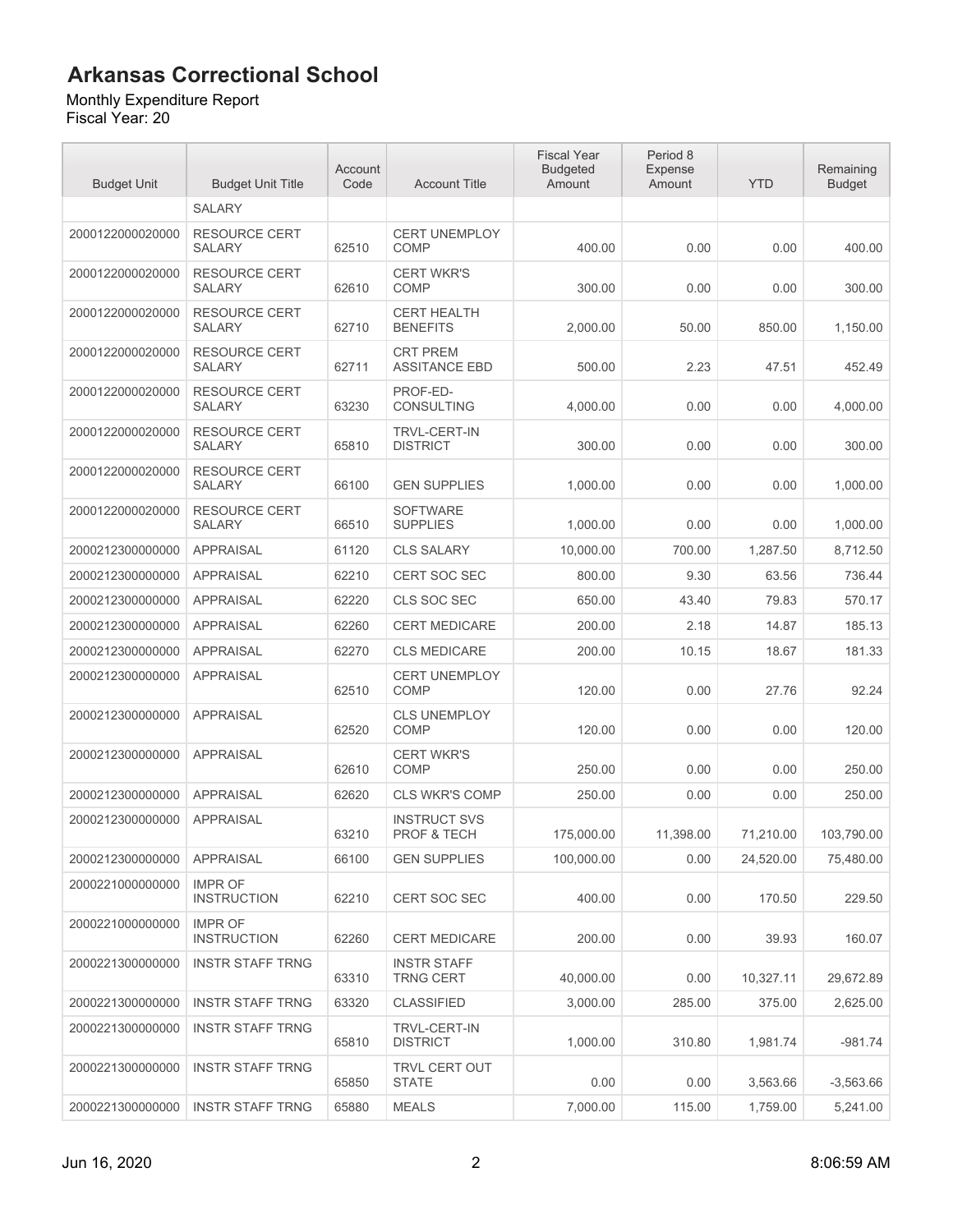# Arkansas Correctional School

Monthly Expenditure Report
Fiscal Year: 20

| Budget Unit | Budget Unit Title | Account Code | Account Title | Fiscal Year Budgeted Amount | Period 8 Expense Amount | YTD | Remaining Budget |
|---|---|---|---|---|---|---|---|
| | SALARY | | | | | | |
| 2000122000020000 | RESOURCE CERT SALARY | 62510 | CERT UNEMPLOY COMP | 400.00 | 0.00 | 0.00 | 400.00 |
| 2000122000020000 | RESOURCE CERT SALARY | 62610 | CERT WKR'S COMP | 300.00 | 0.00 | 0.00 | 300.00 |
| 2000122000020000 | RESOURCE CERT SALARY | 62710 | CERT HEALTH BENEFITS | 2,000.00 | 50.00 | 850.00 | 1,150.00 |
| 2000122000020000 | RESOURCE CERT SALARY | 62711 | CRT PREM ASSITANCE EBD | 500.00 | 2.23 | 47.51 | 452.49 |
| 2000122000020000 | RESOURCE CERT SALARY | 63230 | PROF-ED-CONSULTING | 4,000.00 | 0.00 | 0.00 | 4,000.00 |
| 2000122000020000 | RESOURCE CERT SALARY | 65810 | TRVL-CERT-IN DISTRICT | 300.00 | 0.00 | 0.00 | 300.00 |
| 2000122000020000 | RESOURCE CERT SALARY | 66100 | GEN SUPPLIES | 1,000.00 | 0.00 | 0.00 | 1,000.00 |
| 2000122000020000 | RESOURCE CERT SALARY | 66510 | SOFTWARE SUPPLIES | 1,000.00 | 0.00 | 0.00 | 1,000.00 |
| 2000212300000000 | APPRAISAL | 61120 | CLS SALARY | 10,000.00 | 700.00 | 1,287.50 | 8,712.50 |
| 2000212300000000 | APPRAISAL | 62210 | CERT SOC SEC | 800.00 | 9.30 | 63.56 | 736.44 |
| 2000212300000000 | APPRAISAL | 62220 | CLS SOC SEC | 650.00 | 43.40 | 79.83 | 570.17 |
| 2000212300000000 | APPRAISAL | 62260 | CERT MEDICARE | 200.00 | 2.18 | 14.87 | 185.13 |
| 2000212300000000 | APPRAISAL | 62270 | CLS MEDICARE | 200.00 | 10.15 | 18.67 | 181.33 |
| 2000212300000000 | APPRAISAL | 62510 | CERT UNEMPLOY COMP | 120.00 | 0.00 | 27.76 | 92.24 |
| 2000212300000000 | APPRAISAL | 62520 | CLS UNEMPLOY COMP | 120.00 | 0.00 | 0.00 | 120.00 |
| 2000212300000000 | APPRAISAL | 62610 | CERT WKR'S COMP | 250.00 | 0.00 | 0.00 | 250.00 |
| 2000212300000000 | APPRAISAL | 62620 | CLS WKR'S COMP | 250.00 | 0.00 | 0.00 | 250.00 |
| 2000212300000000 | APPRAISAL | 63210 | INSTRUCT SVS PROF & TECH | 175,000.00 | 11,398.00 | 71,210.00 | 103,790.00 |
| 2000212300000000 | APPRAISAL | 66100 | GEN SUPPLIES | 100,000.00 | 0.00 | 24,520.00 | 75,480.00 |
| 2000221000000000 | IMPR OF INSTRUCTION | 62210 | CERT SOC SEC | 400.00 | 0.00 | 170.50 | 229.50 |
| 2000221000000000 | IMPR OF INSTRUCTION | 62260 | CERT MEDICARE | 200.00 | 0.00 | 39.93 | 160.07 |
| 2000221300000000 | INSTR STAFF TRNG | 63310 | INSTR STAFF TRNG CERT | 40,000.00 | 0.00 | 10,327.11 | 29,672.89 |
| 2000221300000000 | INSTR STAFF TRNG | 63320 | CLASSIFIED | 3,000.00 | 285.00 | 375.00 | 2,625.00 |
| 2000221300000000 | INSTR STAFF TRNG | 65810 | TRVL-CERT-IN DISTRICT | 1,000.00 | 310.80 | 1,981.74 | -981.74 |
| 2000221300000000 | INSTR STAFF TRNG | 65850 | TRVL CERT OUT STATE | 0.00 | 0.00 | 3,563.66 | -3,563.66 |
| 2000221300000000 | INSTR STAFF TRNG | 65880 | MEALS | 7,000.00 | 115.00 | 1,759.00 | 5,241.00 |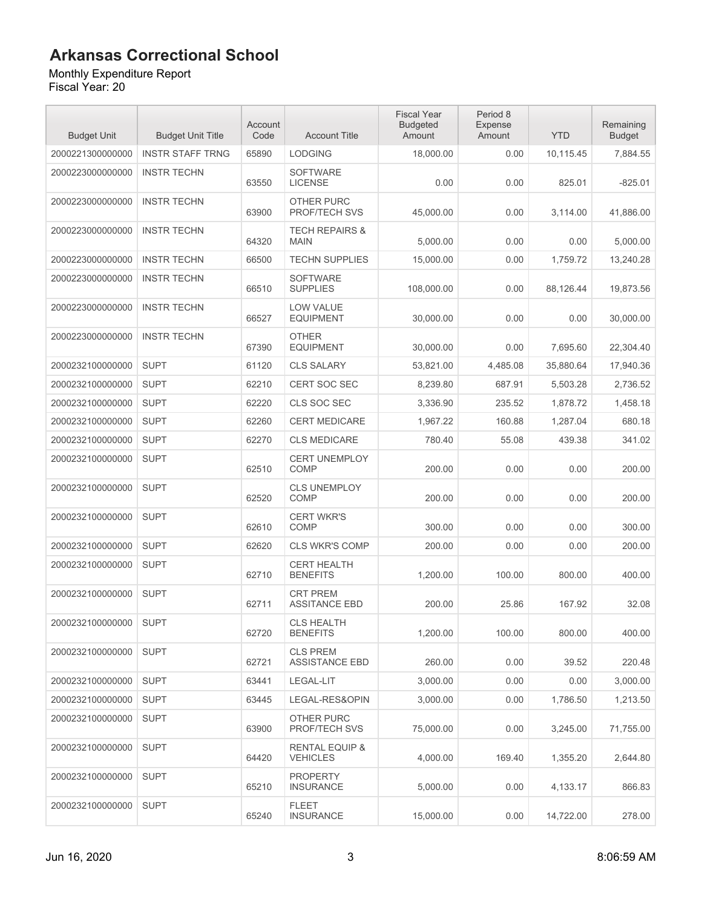# Arkansas Correctional School

Monthly Expenditure Report
Fiscal Year: 20

| Budget Unit | Budget Unit Title | Account Code | Account Title | Fiscal Year Budgeted Amount | Period 8 Expense Amount | YTD | Remaining Budget |
|---|---|---|---|---|---|---|---|
| 2000221300000000 | INSTR STAFF TRNG | 65890 | LODGING | 18,000.00 | 0.00 | 10,115.45 | 7,884.55 |
| 2000223000000000 | INSTR TECHN | 63550 | SOFTWARE LICENSE | 0.00 | 0.00 | 825.01 | -825.01 |
| 2000223000000000 | INSTR TECHN | 63900 | OTHER PURC PROF/TECH SVS | 45,000.00 | 0.00 | 3,114.00 | 41,886.00 |
| 2000223000000000 | INSTR TECHN | 64320 | TECH REPAIRS & MAIN | 5,000.00 | 0.00 | 0.00 | 5,000.00 |
| 2000223000000000 | INSTR TECHN | 66500 | TECHN SUPPLIES | 15,000.00 | 0.00 | 1,759.72 | 13,240.28 |
| 2000223000000000 | INSTR TECHN | 66510 | SOFTWARE SUPPLIES | 108,000.00 | 0.00 | 88,126.44 | 19,873.56 |
| 2000223000000000 | INSTR TECHN | 66527 | LOW VALUE EQUIPMENT | 30,000.00 | 0.00 | 0.00 | 30,000.00 |
| 2000223000000000 | INSTR TECHN | 67390 | OTHER EQUIPMENT | 30,000.00 | 0.00 | 7,695.60 | 22,304.40 |
| 2000232100000000 | SUPT | 61120 | CLS SALARY | 53,821.00 | 4,485.08 | 35,880.64 | 17,940.36 |
| 2000232100000000 | SUPT | 62210 | CERT SOC SEC | 8,239.80 | 687.91 | 5,503.28 | 2,736.52 |
| 2000232100000000 | SUPT | 62220 | CLS SOC SEC | 3,336.90 | 235.52 | 1,878.72 | 1,458.18 |
| 2000232100000000 | SUPT | 62260 | CERT MEDICARE | 1,967.22 | 160.88 | 1,287.04 | 680.18 |
| 2000232100000000 | SUPT | 62270 | CLS MEDICARE | 780.40 | 55.08 | 439.38 | 341.02 |
| 2000232100000000 | SUPT | 62510 | CERT UNEMPLOY COMP | 200.00 | 0.00 | 0.00 | 200.00 |
| 2000232100000000 | SUPT | 62520 | CLS UNEMPLOY COMP | 200.00 | 0.00 | 0.00 | 200.00 |
| 2000232100000000 | SUPT | 62610 | CERT WKR'S COMP | 300.00 | 0.00 | 0.00 | 300.00 |
| 2000232100000000 | SUPT | 62620 | CLS WKR'S COMP | 200.00 | 0.00 | 0.00 | 200.00 |
| 2000232100000000 | SUPT | 62710 | CERT HEALTH BENEFITS | 1,200.00 | 100.00 | 800.00 | 400.00 |
| 2000232100000000 | SUPT | 62711 | CRT PREM ASSITANCE EBD | 200.00 | 25.86 | 167.92 | 32.08 |
| 2000232100000000 | SUPT | 62720 | CLS HEALTH BENEFITS | 1,200.00 | 100.00 | 800.00 | 400.00 |
| 2000232100000000 | SUPT | 62721 | CLS PREM ASSISTANCE EBD | 260.00 | 0.00 | 39.52 | 220.48 |
| 2000232100000000 | SUPT | 63441 | LEGAL-LIT | 3,000.00 | 0.00 | 0.00 | 3,000.00 |
| 2000232100000000 | SUPT | 63445 | LEGAL-RES&OPIN | 3,000.00 | 0.00 | 1,786.50 | 1,213.50 |
| 2000232100000000 | SUPT | 63900 | OTHER PURC PROF/TECH SVS | 75,000.00 | 0.00 | 3,245.00 | 71,755.00 |
| 2000232100000000 | SUPT | 64420 | RENTAL EQUIP & VEHICLES | 4,000.00 | 169.40 | 1,355.20 | 2,644.80 |
| 2000232100000000 | SUPT | 65210 | PROPERTY INSURANCE | 5,000.00 | 0.00 | 4,133.17 | 866.83 |
| 2000232100000000 | SUPT | 65240 | FLEET INSURANCE | 15,000.00 | 0.00 | 14,722.00 | 278.00 |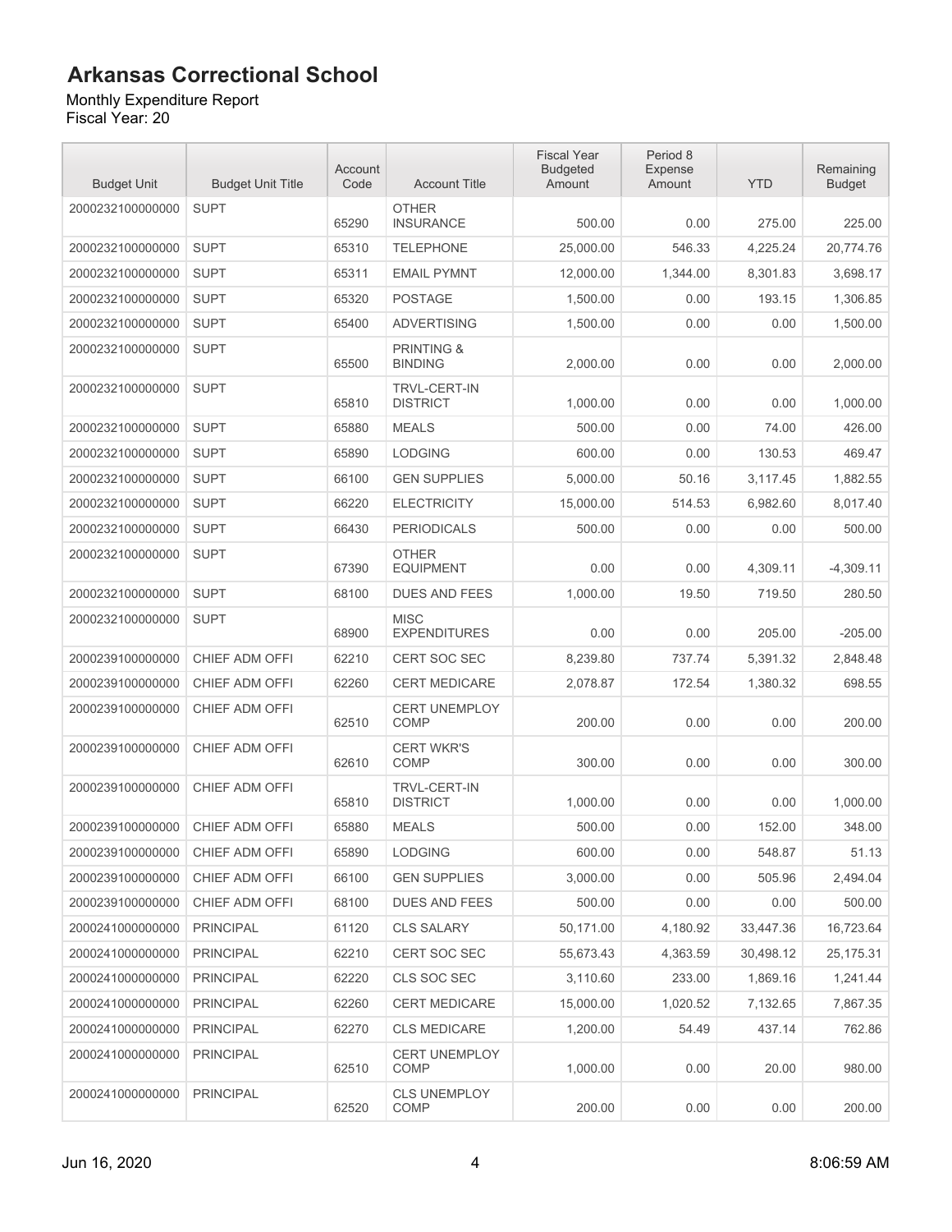# Arkansas Correctional School

Monthly Expenditure Report
Fiscal Year: 20

| Budget Unit | Budget Unit Title | Account Code | Account Title | Fiscal Year Budgeted Amount | Period 8 Expense Amount | YTD | Remaining Budget |
|---|---|---|---|---|---|---|---|
| 2000232100000000 | SUPT | 65290 | OTHER INSURANCE | 500.00 | 0.00 | 275.00 | 225.00 |
| 2000232100000000 | SUPT | 65310 | TELEPHONE | 25,000.00 | 546.33 | 4,225.24 | 20,774.76 |
| 2000232100000000 | SUPT | 65311 | EMAIL PYMNT | 12,000.00 | 1,344.00 | 8,301.83 | 3,698.17 |
| 2000232100000000 | SUPT | 65320 | POSTAGE | 1,500.00 | 0.00 | 193.15 | 1,306.85 |
| 2000232100000000 | SUPT | 65400 | ADVERTISING | 1,500.00 | 0.00 | 0.00 | 1,500.00 |
| 2000232100000000 | SUPT | 65500 | PRINTING & BINDING | 2,000.00 | 0.00 | 0.00 | 2,000.00 |
| 2000232100000000 | SUPT | 65810 | TRVL-CERT-IN DISTRICT | 1,000.00 | 0.00 | 0.00 | 1,000.00 |
| 2000232100000000 | SUPT | 65880 | MEALS | 500.00 | 0.00 | 74.00 | 426.00 |
| 2000232100000000 | SUPT | 65890 | LODGING | 600.00 | 0.00 | 130.53 | 469.47 |
| 2000232100000000 | SUPT | 66100 | GEN SUPPLIES | 5,000.00 | 50.16 | 3,117.45 | 1,882.55 |
| 2000232100000000 | SUPT | 66220 | ELECTRICITY | 15,000.00 | 514.53 | 6,982.60 | 8,017.40 |
| 2000232100000000 | SUPT | 66430 | PERIODICALS | 500.00 | 0.00 | 0.00 | 500.00 |
| 2000232100000000 | SUPT | 67390 | OTHER EQUIPMENT | 0.00 | 0.00 | 4,309.11 | -4,309.11 |
| 2000232100000000 | SUPT | 68100 | DUES AND FEES | 1,000.00 | 19.50 | 719.50 | 280.50 |
| 2000232100000000 | SUPT | 68900 | MISC EXPENDITURES | 0.00 | 0.00 | 205.00 | -205.00 |
| 2000239100000000 | CHIEF ADM OFFI | 62210 | CERT SOC SEC | 8,239.80 | 737.74 | 5,391.32 | 2,848.48 |
| 2000239100000000 | CHIEF ADM OFFI | 62260 | CERT MEDICARE | 2,078.87 | 172.54 | 1,380.32 | 698.55 |
| 2000239100000000 | CHIEF ADM OFFI | 62510 | CERT UNEMPLOY COMP | 200.00 | 0.00 | 0.00 | 200.00 |
| 2000239100000000 | CHIEF ADM OFFI | 62610 | CERT WKR'S COMP | 300.00 | 0.00 | 0.00 | 300.00 |
| 2000239100000000 | CHIEF ADM OFFI | 65810 | TRVL-CERT-IN DISTRICT | 1,000.00 | 0.00 | 0.00 | 1,000.00 |
| 2000239100000000 | CHIEF ADM OFFI | 65880 | MEALS | 500.00 | 0.00 | 152.00 | 348.00 |
| 2000239100000000 | CHIEF ADM OFFI | 65890 | LODGING | 600.00 | 0.00 | 548.87 | 51.13 |
| 2000239100000000 | CHIEF ADM OFFI | 66100 | GEN SUPPLIES | 3,000.00 | 0.00 | 505.96 | 2,494.04 |
| 2000239100000000 | CHIEF ADM OFFI | 68100 | DUES AND FEES | 500.00 | 0.00 | 0.00 | 500.00 |
| 2000241000000000 | PRINCIPAL | 61120 | CLS SALARY | 50,171.00 | 4,180.92 | 33,447.36 | 16,723.64 |
| 2000241000000000 | PRINCIPAL | 62210 | CERT SOC SEC | 55,673.43 | 4,363.59 | 30,498.12 | 25,175.31 |
| 2000241000000000 | PRINCIPAL | 62220 | CLS SOC SEC | 3,110.60 | 233.00 | 1,869.16 | 1,241.44 |
| 2000241000000000 | PRINCIPAL | 62260 | CERT MEDICARE | 15,000.00 | 1,020.52 | 7,132.65 | 7,867.35 |
| 2000241000000000 | PRINCIPAL | 62270 | CLS MEDICARE | 1,200.00 | 54.49 | 437.14 | 762.86 |
| 2000241000000000 | PRINCIPAL | 62510 | CERT UNEMPLOY COMP | 1,000.00 | 0.00 | 20.00 | 980.00 |
| 2000241000000000 | PRINCIPAL | 62520 | CLS UNEMPLOY COMP | 200.00 | 0.00 | 0.00 | 200.00 |

Jun 16, 2020 8:06:59 AM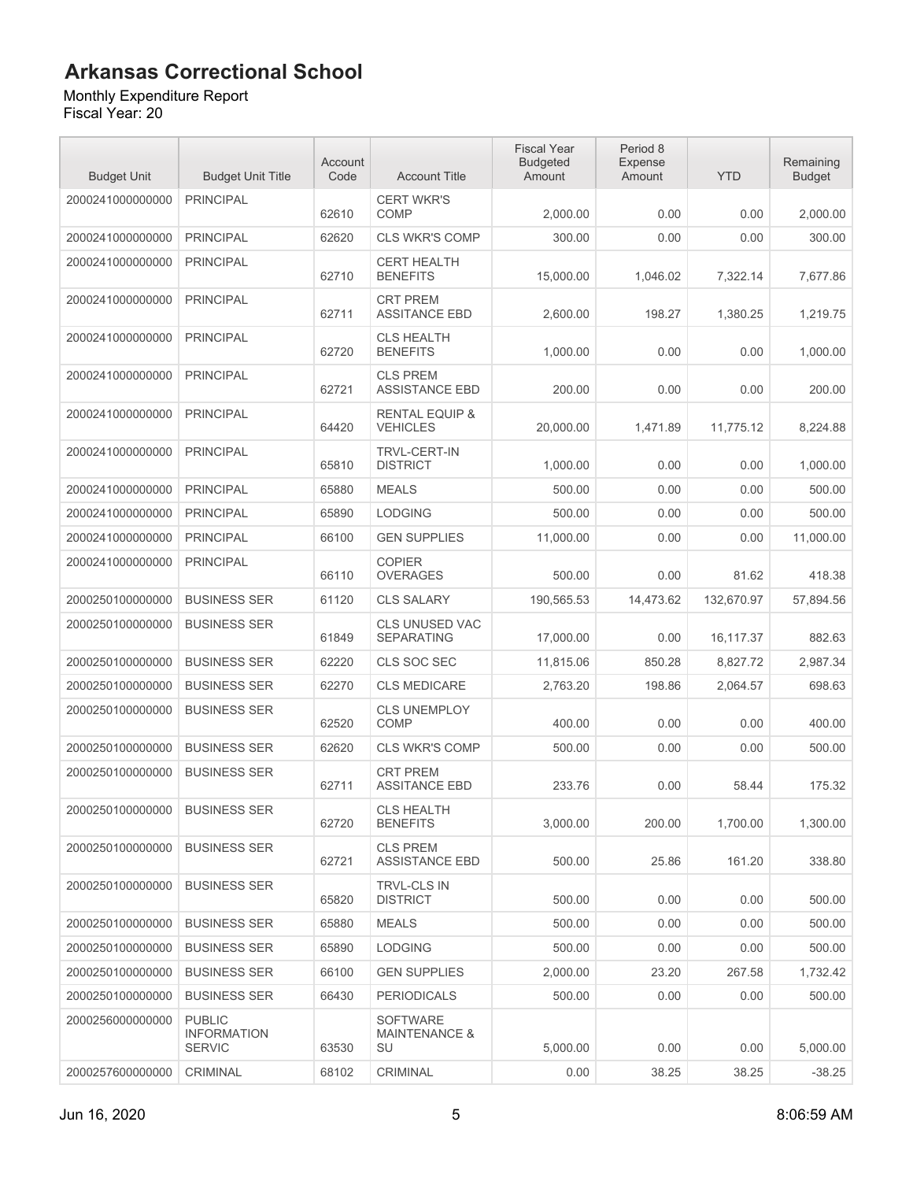# Arkansas Correctional School

Monthly Expenditure Report
Fiscal Year: 20

| Budget Unit | Budget Unit Title | Account Code | Account Title | Fiscal Year Budgeted Amount | Period 8 Expense Amount | YTD | Remaining Budget |
|---|---|---|---|---|---|---|---|
| 2000241000000000 | PRINCIPAL | 62610 | CERT WKR'S COMP | 2,000.00 | 0.00 | 0.00 | 2,000.00 |
| 2000241000000000 | PRINCIPAL | 62620 | CLS WKR'S COMP | 300.00 | 0.00 | 0.00 | 300.00 |
| 2000241000000000 | PRINCIPAL | 62710 | CERT HEALTH BENEFITS | 15,000.00 | 1,046.02 | 7,322.14 | 7,677.86 |
| 2000241000000000 | PRINCIPAL | 62711 | CRT PREM ASSITANCE EBD | 2,600.00 | 198.27 | 1,380.25 | 1,219.75 |
| 2000241000000000 | PRINCIPAL | 62720 | CLS HEALTH BENEFITS | 1,000.00 | 0.00 | 0.00 | 1,000.00 |
| 2000241000000000 | PRINCIPAL | 62721 | CLS PREM ASSISTANCE EBD | 200.00 | 0.00 | 0.00 | 200.00 |
| 2000241000000000 | PRINCIPAL | 64420 | RENTAL EQUIP & VEHICLES | 20,000.00 | 1,471.89 | 11,775.12 | 8,224.88 |
| 2000241000000000 | PRINCIPAL | 65810 | TRVL-CERT-IN DISTRICT | 1,000.00 | 0.00 | 0.00 | 1,000.00 |
| 2000241000000000 | PRINCIPAL | 65880 | MEALS | 500.00 | 0.00 | 0.00 | 500.00 |
| 2000241000000000 | PRINCIPAL | 65890 | LODGING | 500.00 | 0.00 | 0.00 | 500.00 |
| 2000241000000000 | PRINCIPAL | 66100 | GEN SUPPLIES | 11,000.00 | 0.00 | 0.00 | 11,000.00 |
| 2000241000000000 | PRINCIPAL | 66110 | COPIER OVERAGES | 500.00 | 0.00 | 81.62 | 418.38 |
| 2000250100000000 | BUSINESS SER | 61120 | CLS SALARY | 190,565.53 | 14,473.62 | 132,670.97 | 57,894.56 |
| 2000250100000000 | BUSINESS SER | 61849 | CLS UNUSED VAC SEPARATING | 17,000.00 | 0.00 | 16,117.37 | 882.63 |
| 2000250100000000 | BUSINESS SER | 62220 | CLS SOC SEC | 11,815.06 | 850.28 | 8,827.72 | 2,987.34 |
| 2000250100000000 | BUSINESS SER | 62270 | CLS MEDICARE | 2,763.20 | 198.86 | 2,064.57 | 698.63 |
| 2000250100000000 | BUSINESS SER | 62520 | CLS UNEMPLOY COMP | 400.00 | 0.00 | 0.00 | 400.00 |
| 2000250100000000 | BUSINESS SER | 62620 | CLS WKR'S COMP | 500.00 | 0.00 | 0.00 | 500.00 |
| 2000250100000000 | BUSINESS SER | 62711 | CRT PREM ASSITANCE EBD | 233.76 | 0.00 | 58.44 | 175.32 |
| 2000250100000000 | BUSINESS SER | 62720 | CLS HEALTH BENEFITS | 3,000.00 | 200.00 | 1,700.00 | 1,300.00 |
| 2000250100000000 | BUSINESS SER | 62721 | CLS PREM ASSISTANCE EBD | 500.00 | 25.86 | 161.20 | 338.80 |
| 2000250100000000 | BUSINESS SER | 65820 | TRVL-CLS IN DISTRICT | 500.00 | 0.00 | 0.00 | 500.00 |
| 2000250100000000 | BUSINESS SER | 65880 | MEALS | 500.00 | 0.00 | 0.00 | 500.00 |
| 2000250100000000 | BUSINESS SER | 65890 | LODGING | 500.00 | 0.00 | 0.00 | 500.00 |
| 2000250100000000 | BUSINESS SER | 66100 | GEN SUPPLIES | 2,000.00 | 23.20 | 267.58 | 1,732.42 |
| 2000250100000000 | BUSINESS SER | 66430 | PERIODICALS | 500.00 | 0.00 | 0.00 | 500.00 |
| 2000256000000000 | PUBLIC INFORMATION SERVIC | 63530 | SOFTWARE MAINTENANCE & SU | 5,000.00 | 0.00 | 0.00 | 5,000.00 |
| 2000257600000000 | CRIMINAL | 68102 | CRIMINAL | 0.00 | 38.25 | 38.25 | -38.25 |

Jun 16, 2020 8:06:59 AM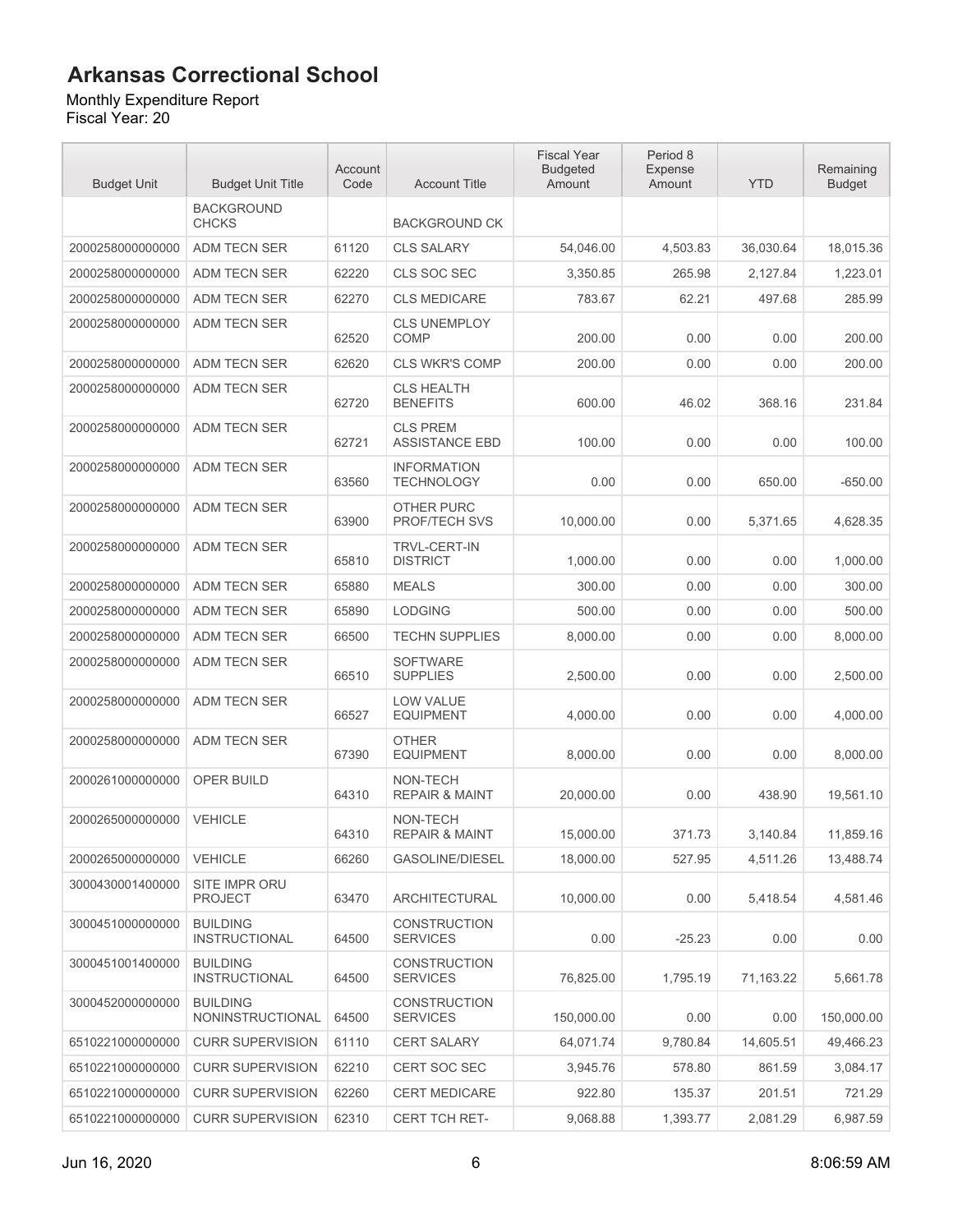# Arkansas Correctional School

Monthly Expenditure Report
Fiscal Year: 20

| Budget Unit | Budget Unit Title | Account Code | Account Title | Fiscal Year Budgeted Amount | Period 8 Expense Amount | YTD | Remaining Budget |
|---|---|---|---|---|---|---|---|
| | BACKGROUND CHCKS | | BACKGROUND CK | | | | |
| 2000258000000000 | ADM TECN SER | 61120 | CLS SALARY | 54,046.00 | 4,503.83 | 36,030.64 | 18,015.36 |
| 2000258000000000 | ADM TECN SER | 62220 | CLS SOC SEC | 3,350.85 | 265.98 | 2,127.84 | 1,223.01 |
| 2000258000000000 | ADM TECN SER | 62270 | CLS MEDICARE | 783.67 | 62.21 | 497.68 | 285.99 |
| 2000258000000000 | ADM TECN SER | 62520 | CLS UNEMPLOY COMP | 200.00 | 0.00 | 0.00 | 200.00 |
| 2000258000000000 | ADM TECN SER | 62620 | CLS WKR'S COMP | 200.00 | 0.00 | 0.00 | 200.00 |
| 2000258000000000 | ADM TECN SER | 62720 | CLS HEALTH BENEFITS | 600.00 | 46.02 | 368.16 | 231.84 |
| 2000258000000000 | ADM TECN SER | 62721 | CLS PREM ASSISTANCE EBD | 100.00 | 0.00 | 0.00 | 100.00 |
| 2000258000000000 | ADM TECN SER | 63560 | INFORMATION TECHNOLOGY | 0.00 | 0.00 | 650.00 | -650.00 |
| 2000258000000000 | ADM TECN SER | 63900 | OTHER PURC PROF/TECH SVS | 10,000.00 | 0.00 | 5,371.65 | 4,628.35 |
| 2000258000000000 | ADM TECN SER | 65810 | TRVL-CERT-IN DISTRICT | 1,000.00 | 0.00 | 0.00 | 1,000.00 |
| 2000258000000000 | ADM TECN SER | 65880 | MEALS | 300.00 | 0.00 | 0.00 | 300.00 |
| 2000258000000000 | ADM TECN SER | 65890 | LODGING | 500.00 | 0.00 | 0.00 | 500.00 |
| 2000258000000000 | ADM TECN SER | 66500 | TECHN SUPPLIES | 8,000.00 | 0.00 | 0.00 | 8,000.00 |
| 2000258000000000 | ADM TECN SER | 66510 | SOFTWARE SUPPLIES | 2,500.00 | 0.00 | 0.00 | 2,500.00 |
| 2000258000000000 | ADM TECN SER | 66527 | LOW VALUE EQUIPMENT | 4,000.00 | 0.00 | 0.00 | 4,000.00 |
| 2000258000000000 | ADM TECN SER | 67390 | OTHER EQUIPMENT | 8,000.00 | 0.00 | 0.00 | 8,000.00 |
| 2000261000000000 | OPER BUILD | 64310 | NON-TECH REPAIR & MAINT | 20,000.00 | 0.00 | 438.90 | 19,561.10 |
| 2000265000000000 | VEHICLE | 64310 | NON-TECH REPAIR & MAINT | 15,000.00 | 371.73 | 3,140.84 | 11,859.16 |
| 2000265000000000 | VEHICLE | 66260 | GASOLINE/DIESEL | 18,000.00 | 527.95 | 4,511.26 | 13,488.74 |
| 3000430001400000 | SITE IMPR ORU PROJECT | 63470 | ARCHITECTURAL | 10,000.00 | 0.00 | 5,418.54 | 4,581.46 |
| 3000451000000000 | BUILDING INSTRUCTIONAL | 64500 | CONSTRUCTION SERVICES | 0.00 | -25.23 | 0.00 | 0.00 |
| 3000451001400000 | BUILDING INSTRUCTIONAL | 64500 | CONSTRUCTION SERVICES | 76,825.00 | 1,795.19 | 71,163.22 | 5,661.78 |
| 3000452000000000 | BUILDING NONINSTRUCTIONAL | 64500 | CONSTRUCTION SERVICES | 150,000.00 | 0.00 | 0.00 | 150,000.00 |
| 6510221000000000 | CURR SUPERVISION | 61110 | CERT SALARY | 64,071.74 | 9,780.84 | 14,605.51 | 49,466.23 |
| 6510221000000000 | CURR SUPERVISION | 62210 | CERT SOC SEC | 3,945.76 | 578.80 | 861.59 | 3,084.17 |
| 6510221000000000 | CURR SUPERVISION | 62260 | CERT MEDICARE | 922.80 | 135.37 | 201.51 | 721.29 |
| 6510221000000000 | CURR SUPERVISION | 62310 | CERT TCH RET- | 9,068.88 | 1,393.77 | 2,081.29 | 6,987.59 |

Jun 16, 2020 8:06:59 AM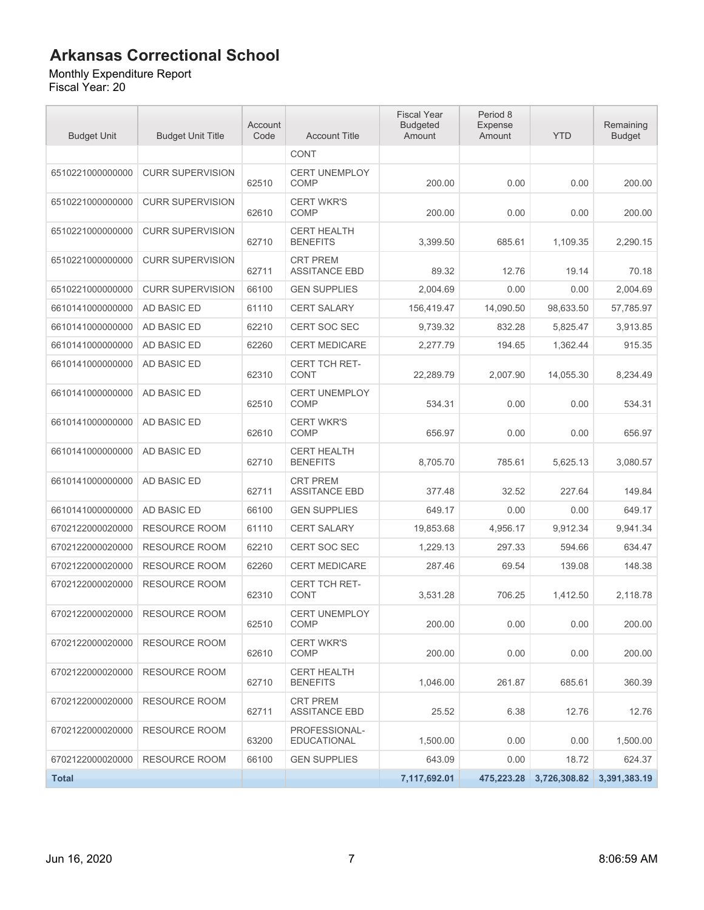# Arkansas Correctional School

Monthly Expenditure Report
Fiscal Year: 20

| Budget Unit | Budget Unit Title | Account Code | Account Title | Fiscal Year Budgeted Amount | Period 8 Expense Amount | YTD | Remaining Budget |
|---|---|---|---|---|---|---|---|
| | | | CONT | | | | |
| 6510221000000000 | CURR SUPERVISION | 62510 | CERT UNEMPLOY COMP | 200.00 | 0.00 | 0.00 | 200.00 |
| 6510221000000000 | CURR SUPERVISION | 62610 | CERT WKR'S COMP | 200.00 | 0.00 | 0.00 | 200.00 |
| 6510221000000000 | CURR SUPERVISION | 62710 | CERT HEALTH BENEFITS | 3,399.50 | 685.61 | 1,109.35 | 2,290.15 |
| 6510221000000000 | CURR SUPERVISION | 62711 | CRT PREM ASSITANCE EBD | 89.32 | 12.76 | 19.14 | 70.18 |
| 6510221000000000 | CURR SUPERVISION | 66100 | GEN SUPPLIES | 2,004.69 | 0.00 | 0.00 | 2,004.69 |
| 6610141000000000 | AD BASIC ED | 61110 | CERT SALARY | 156,419.47 | 14,090.50 | 98,633.50 | 57,785.97 |
| 6610141000000000 | AD BASIC ED | 62210 | CERT SOC SEC | 9,739.32 | 832.28 | 5,825.47 | 3,913.85 |
| 6610141000000000 | AD BASIC ED | 62260 | CERT MEDICARE | 2,277.79 | 194.65 | 1,362.44 | 915.35 |
| 6610141000000000 | AD BASIC ED | 62310 | CERT TCH RET-CONT | 22,289.79 | 2,007.90 | 14,055.30 | 8,234.49 |
| 6610141000000000 | AD BASIC ED | 62510 | CERT UNEMPLOY COMP | 534.31 | 0.00 | 0.00 | 534.31 |
| 6610141000000000 | AD BASIC ED | 62610 | CERT WKR'S COMP | 656.97 | 0.00 | 0.00 | 656.97 |
| 6610141000000000 | AD BASIC ED | 62710 | CERT HEALTH BENEFITS | 8,705.70 | 785.61 | 5,625.13 | 3,080.57 |
| 6610141000000000 | AD BASIC ED | 62711 | CRT PREM ASSITANCE EBD | 377.48 | 32.52 | 227.64 | 149.84 |
| 6610141000000000 | AD BASIC ED | 66100 | GEN SUPPLIES | 649.17 | 0.00 | 0.00 | 649.17 |
| 6702122000020000 | RESOURCE ROOM | 61110 | CERT SALARY | 19,853.68 | 4,956.17 | 9,912.34 | 9,941.34 |
| 6702122000020000 | RESOURCE ROOM | 62210 | CERT SOC SEC | 1,229.13 | 297.33 | 594.66 | 634.47 |
| 6702122000020000 | RESOURCE ROOM | 62260 | CERT MEDICARE | 287.46 | 69.54 | 139.08 | 148.38 |
| 6702122000020000 | RESOURCE ROOM | 62310 | CERT TCH RET-CONT | 3,531.28 | 706.25 | 1,412.50 | 2,118.78 |
| 6702122000020000 | RESOURCE ROOM | 62510 | CERT UNEMPLOY COMP | 200.00 | 0.00 | 0.00 | 200.00 |
| 6702122000020000 | RESOURCE ROOM | 62610 | CERT WKR'S COMP | 200.00 | 0.00 | 0.00 | 200.00 |
| 6702122000020000 | RESOURCE ROOM | 62710 | CERT HEALTH BENEFITS | 1,046.00 | 261.87 | 685.61 | 360.39 |
| 6702122000020000 | RESOURCE ROOM | 62711 | CRT PREM ASSITANCE EBD | 25.52 | 6.38 | 12.76 | 12.76 |
| 6702122000020000 | RESOURCE ROOM | 63200 | PROFESSIONAL-EDUCATIONAL | 1,500.00 | 0.00 | 0.00 | 1,500.00 |
| 6702122000020000 | RESOURCE ROOM | 66100 | GEN SUPPLIES | 643.09 | 0.00 | 18.72 | 624.37 |
| **Total** | | | | **7,117,692.01** | **475,223.28** | **3,726,308.82** | **3,391,383.19** |